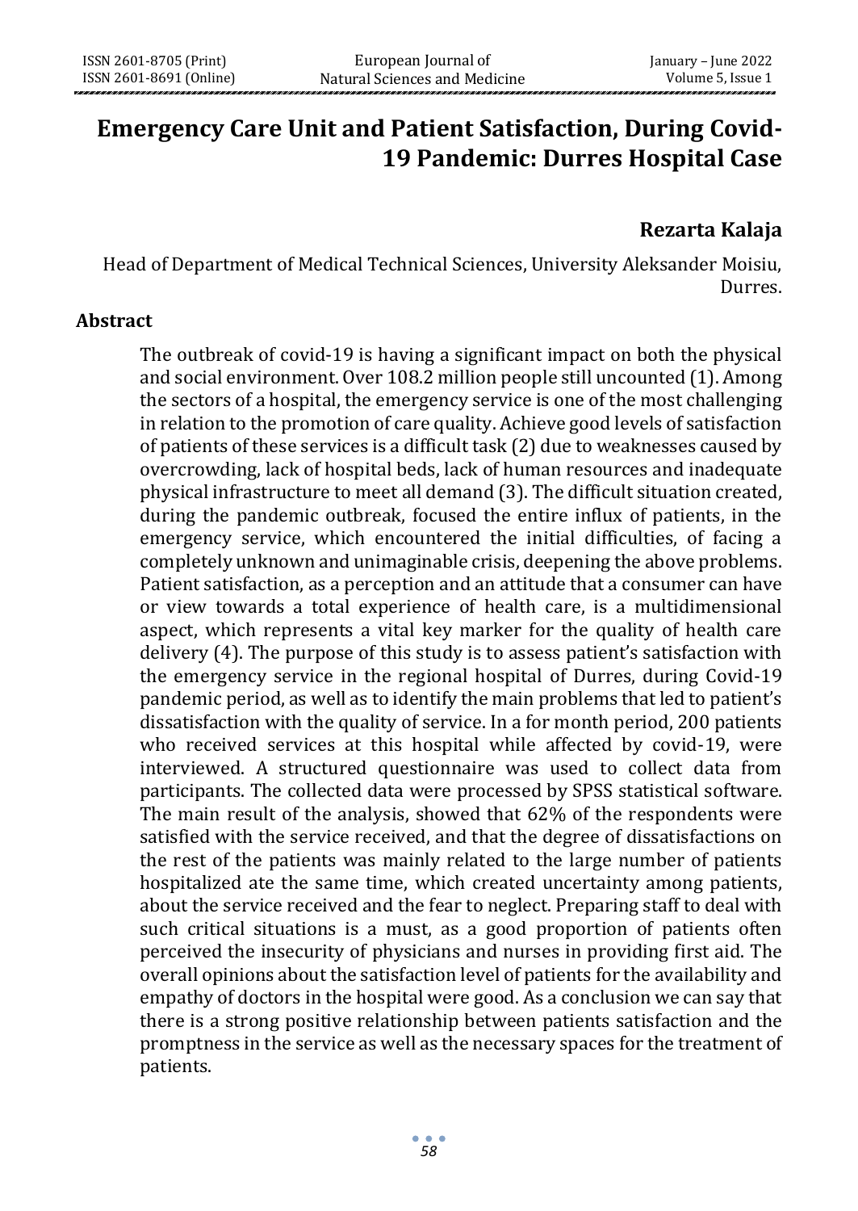# Emergency Care Unit and Patient Satisfaction, During Covid-19 Pandemic: Durres Hospital Case

**Rezarta Kalaja**

Head of Department of Medical Technical Sciences, University Aleksander Moisiu, Durres.

## Abstract

The outbreak of covid-19 is having a significant impact on both the physical and social environment. Over 108.2 million people still uncounted (1). Among the sectors of a hospital, the emergency service is one of the most challenging in relation to the promotion of care quality. Achieve good levels of satisfaction of patients of these services is a difficult task (2) due to weaknesses caused by overcrowding, lack of hospital beds, lack of human resources and inadequate physical infrastructure to meet all demand (3). The difficult situation created, during the pandemic outbreak, focused the entire influx of patients, in the emergency service, which encountered the initial difficulties, of facing a completely unknown and unimaginable crisis, deepening the above problems. Patient satisfaction, as a perception and an attitude that a consumer can have or view towards a total experience of health care, is a multidimensional aspect, which represents a vital key marker for the quality of health care delivery (4). The purpose of this study is to assess patient's satisfaction with the emergency service in the regional hospital of Durres, during Covid-19 pandemic period, as well as to identify the main problems that led to patient's dissatisfaction with the quality of service. In a for month period, 200 patients who received services at this hospital while affected by covid-19, were interviewed. A structured questionnaire was used to collect data from participants. The collected data were processed by SPSS statistical software. The main result of the analysis, showed that 62% of the respondents were satisfied with the service received, and that the degree of dissatisfactions on the rest of the patients was mainly related to the large number of patients hospitalized ate the same time, which created uncertainty among patients, about the service received and the fear to neglect. Preparing staff to deal with such critical situations is a must, as a good proportion of patients often perceived the insecurity of physicians and nurses in providing first aid. The overall opinions about the satisfaction level of patients for the availability and empathy of doctors in the hospital were good. As a conclusion we can say that there is a strong positive relationship between patients satisfaction and the promptness in the service as well as the necessary spaces for the treatment of patients.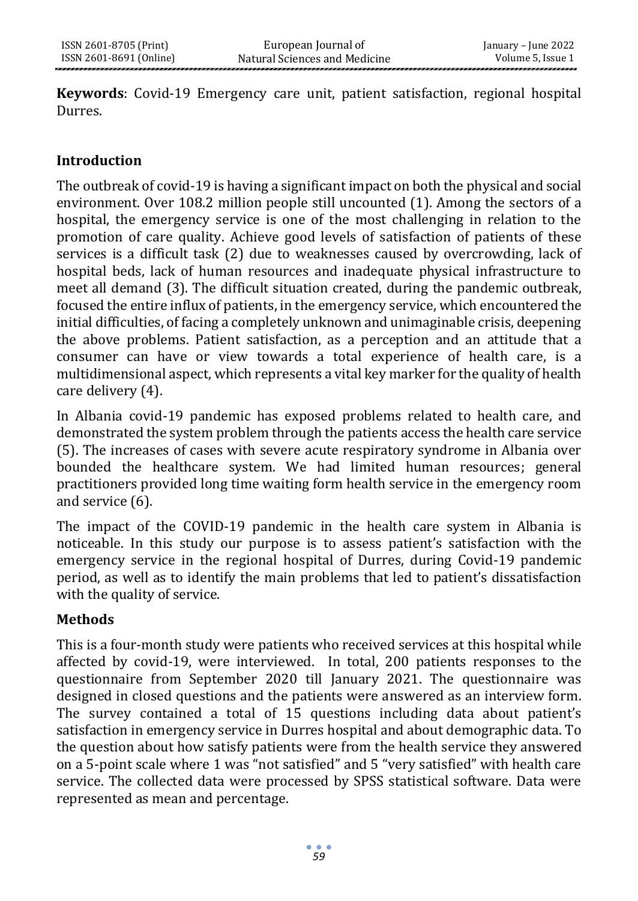**Keywords**: Covid-19 Emergency care unit, patient satisfaction, regional hospital Durres.

## Introduction

The outbreak of covid-19 is having a significant impact on both the physical and social environment. Over 108.2 million people still uncounted (1). Among the sectors of a hospital, the emergency service is one of the most challenging in relation to the promotion of care quality. Achieve good levels of satisfaction of patients of these services is a difficult task (2) due to weaknesses caused by overcrowding, lack of hospital beds, lack of human resources and inadequate physical infrastructure to meet all demand (3). The difficult situation created, during the pandemic outbreak, focused the entire influx of patients, in the emergency service, which encountered the initial difficulties, of facing a completely unknown and unimaginable crisis, deepening the above problems. Patient satisfaction, as a perception and an attitude that a consumer can have or view towards a total experience of health care, is a multidimensional aspect, which represents a vital key marker for the quality of health care delivery (4).

In Albania covid-19 pandemic has exposed problems related to health care, and demonstrated the system problem through the patients access the health care service (5). The increases of cases with severe acute respiratory syndrome in Albania over bounded the healthcare system. We had limited human resources; general practitioners provided long time waiting form health service in the emergency room and service (6).

The impact of the COVID-19 pandemic in the health care system in Albania is noticeable. In this study our purpose is to assess patient's satisfaction with the emergency service in the regional hospital of Durres, during Covid-19 pandemic period, as well as to identify the main problems that led to patient's dissatisfaction with the quality of service.

## Methods

This is a four-month study were patients who received services at this hospital while affected by covid-19, were interviewed. In total, 200 patients responses to the questionnaire from September 2020 till January 2021. The questionnaire was designed in closed questions and the patients were answered as an interview form. The survey contained a total of 15 questions including data about patient's satisfaction in emergency service in Durres hospital and about demographic data. To the question about how satisfy patients were from the health service they answered on a 5-point scale where 1 was "not satisfied" and 5 "very satisfied" with health care service. The collected data were processed by SPSS statistical software. Data were represented as mean and percentage.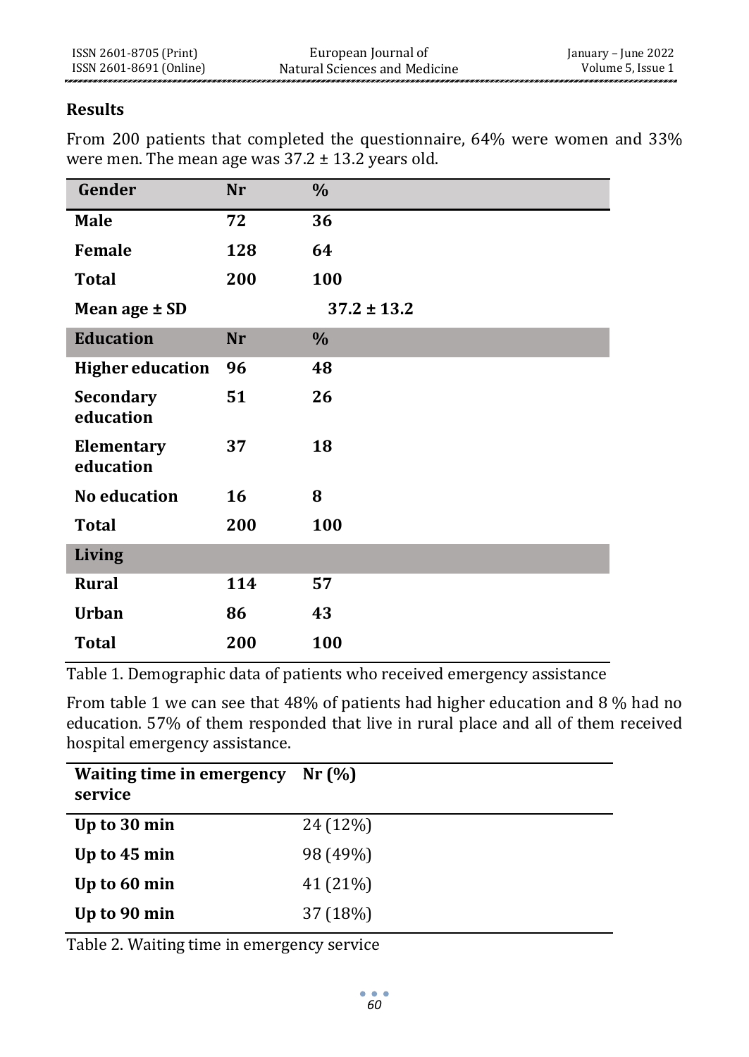### Results

From 200 patients that completed the questionnaire, 64% were women and 33% were men. The mean age was 37.2 ± 13.2 years old.

| Gender | Nr | % |
|---|---|---|
| **Male** | **72** | **36** |
| **Female** | **128** | **64** |
| **Total** | **200** | **100** |
| **Mean age ± SD** | | **37.2 ± 13.2** |
| **Education** | **Nr** | **%** |
| **Higher education** | **96** | **48** |
| **Secondary education** | **51** | **26** |
| **Elementary education** | **37** | **18** |
| **No education** | **16** | **8** |
| **Total** | **200** | **100** |
| **Living** | | |
| **Rural** | **114** | **57** |
| **Urban** | **86** | **43** |
| **Total** | **200** | **100** |

Table 1. Demographic data of patients who received emergency assistance

From table 1 we can see that 48% of patients had higher education and 8 % had no education. 57% of them responded that live in rural place and all of them received hospital emergency assistance.

| Waiting time in emergency service | Nr (%) |
|---|---|
| **Up to 30 min** | 24 (12%) |
| **Up to 45 min** | 98 (49%) |
| **Up to 60 min** | 41 (21%) |
| **Up to 90 min** | 37 (18%) |

Table 2. Waiting time in emergency service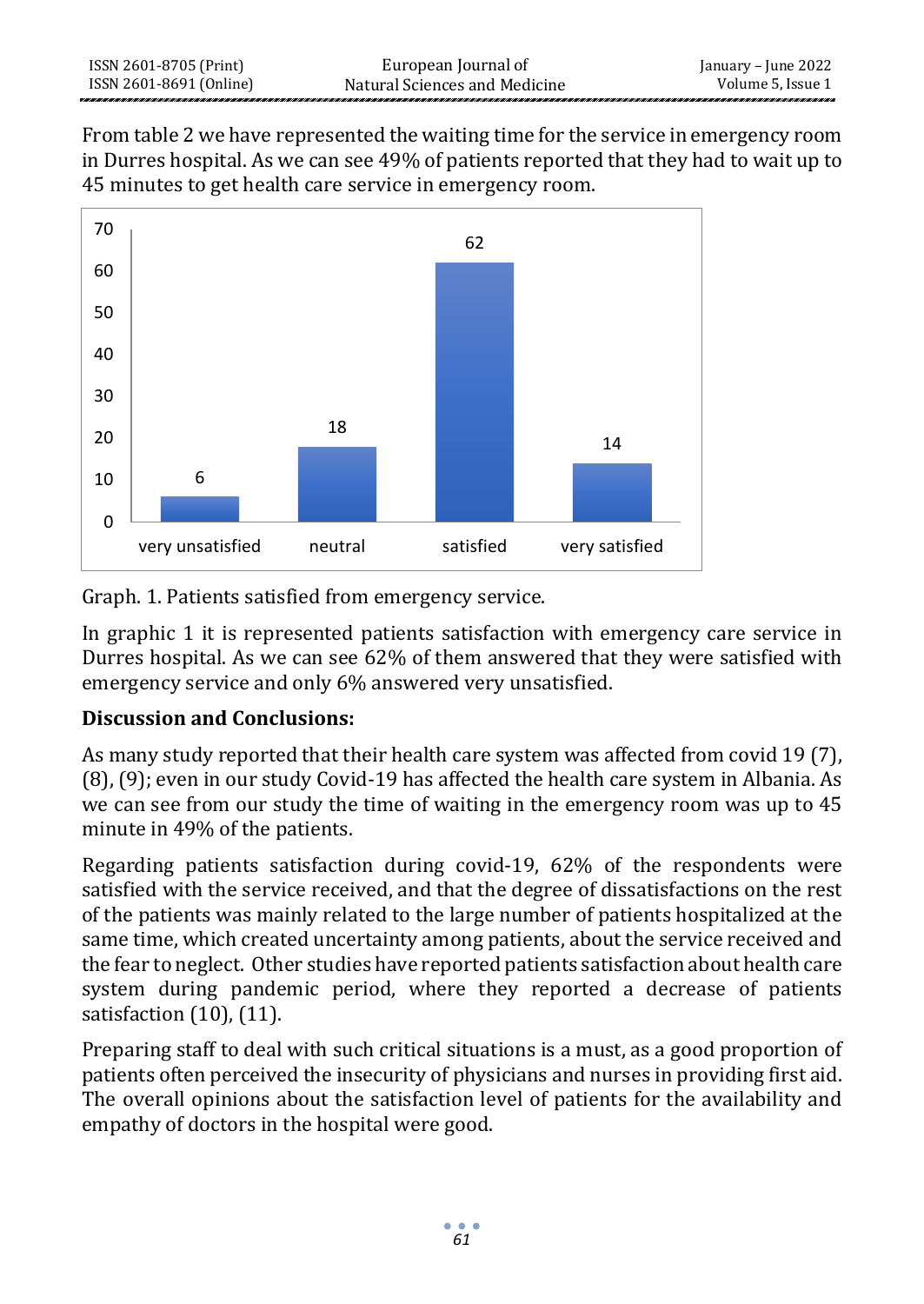From table 2 we have represented the waiting time for the service in emergency room in Durres hospital. As we can see 49% of patients reported that they had to wait up to 45 minutes to get health care service in emergency room.

Graph. 1. Patients satisfied from emergency service.

In graphic 1 it is represented patients satisfaction with emergency care service in Durres hospital. As we can see 62% of them answered that they were satisfied with emergency service and only 6% answered very unsatisfied.

**Discussion and Conclusions:**

As many study reported that their health care system was affected from covid 19 (7), (8), (9); even in our study Covid-19 has affected the health care system in Albania. As we can see from our study the time of waiting in the emergency room was up to 45 minute in 49% of the patients.

Regarding patients satisfaction during covid-19, 62% of the respondents were satisfied with the service received, and that the degree of dissatisfactions on the rest of the patients was mainly related to the large number of patients hospitalized at the same time, which created uncertainty among patients, about the service received and the fear to neglect. Other studies have reported patients satisfaction about health care system during pandemic period, where they reported a decrease of patients satisfaction (10), (11).

Preparing staff to deal with such critical situations is a must, as a good proportion of patients often perceived the insecurity of physicians and nurses in providing first aid. The overall opinions about the satisfaction level of patients for the availability and empathy of doctors in the hospital were good.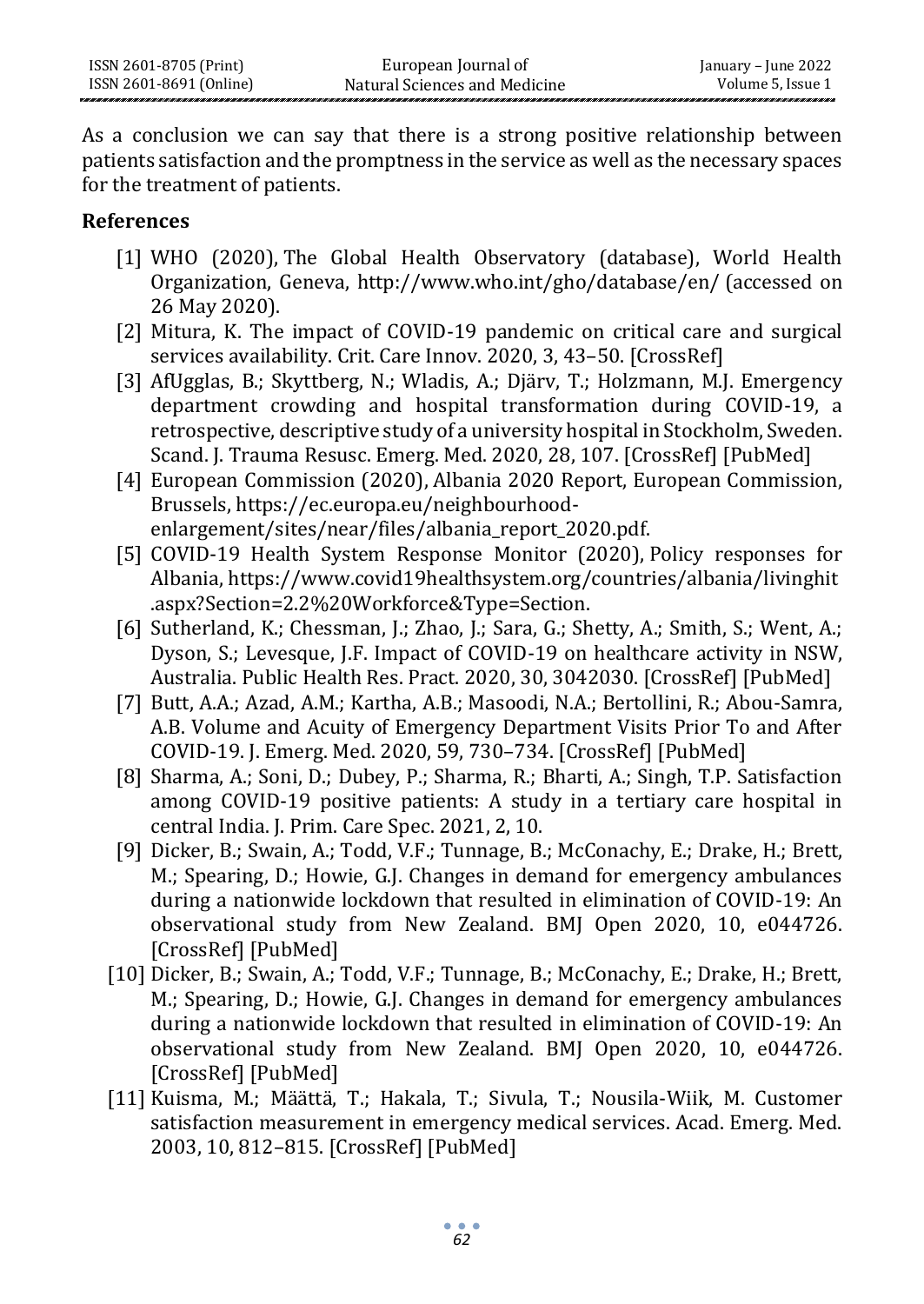As a conclusion we can say that there is a strong positive relationship between patients satisfaction and the promptness in the service as well as the necessary spaces for the treatment of patients.

## References

[1] WHO (2020), The Global Health Observatory (database), World Health Organization, Geneva, http://www.who.int/gho/database/en/ (accessed on 26 May 2020).

[2] Mitura, K. The impact of COVID-19 pandemic on critical care and surgical services availability. Crit. Care Innov. 2020, 3, 43–50. [CrossRef]

[3] AfUgglas, B.; Skyttberg, N.; Wladis, A.; Djärv, T.; Holzmann, M.J. Emergency department crowding and hospital transformation during COVID-19, a retrospective, descriptive study of a university hospital in Stockholm, Sweden. Scand. J. Trauma Resusc. Emerg. Med. 2020, 28, 107. [CrossRef] [PubMed]

[4] European Commission (2020), Albania 2020 Report, European Commission, Brussels, https://ec.europa.eu/neighbourhood-enlargement/sites/near/files/albania_report_2020.pdf.

[5] COVID-19 Health System Response Monitor (2020), Policy responses for Albania, https://www.covid19healthsystem.org/countries/albania/livinghit.aspx?Section=2.2%20Workforce&Type=Section.

[6] Sutherland, K.; Chessman, J.; Zhao, J.; Sara, G.; Shetty, A.; Smith, S.; Went, A.; Dyson, S.; Levesque, J.F. Impact of COVID-19 on healthcare activity in NSW, Australia. Public Health Res. Pract. 2020, 30, 3042030. [CrossRef] [PubMed]

[7] Butt, A.A.; Azad, A.M.; Kartha, A.B.; Masoodi, N.A.; Bertollini, R.; Abou-Samra, A.B. Volume and Acuity of Emergency Department Visits Prior To and After COVID-19. J. Emerg. Med. 2020, 59, 730–734. [CrossRef] [PubMed]

[8] Sharma, A.; Soni, D.; Dubey, P.; Sharma, R.; Bharti, A.; Singh, T.P. Satisfaction among COVID-19 positive patients: A study in a tertiary care hospital in central India. J. Prim. Care Spec. 2021, 2, 10.

[9] Dicker, B.; Swain, A.; Todd, V.F.; Tunnage, B.; McConachy, E.; Drake, H.; Brett, M.; Spearing, D.; Howie, G.J. Changes in demand for emergency ambulances during a nationwide lockdown that resulted in elimination of COVID-19: An observational study from New Zealand. BMJ Open 2020, 10, e044726. [CrossRef] [PubMed]

[10] Dicker, B.; Swain, A.; Todd, V.F.; Tunnage, B.; McConachy, E.; Drake, H.; Brett, M.; Spearing, D.; Howie, G.J. Changes in demand for emergency ambulances during a nationwide lockdown that resulted in elimination of COVID-19: An observational study from New Zealand. BMJ Open 2020, 10, e044726. [CrossRef] [PubMed]

[11] Kuisma, M.; Määttä, T.; Hakala, T.; Sivula, T.; Nousila-Wiik, M. Customer satisfaction measurement in emergency medical services. Acad. Emerg. Med. 2003, 10, 812–815. [CrossRef] [PubMed]